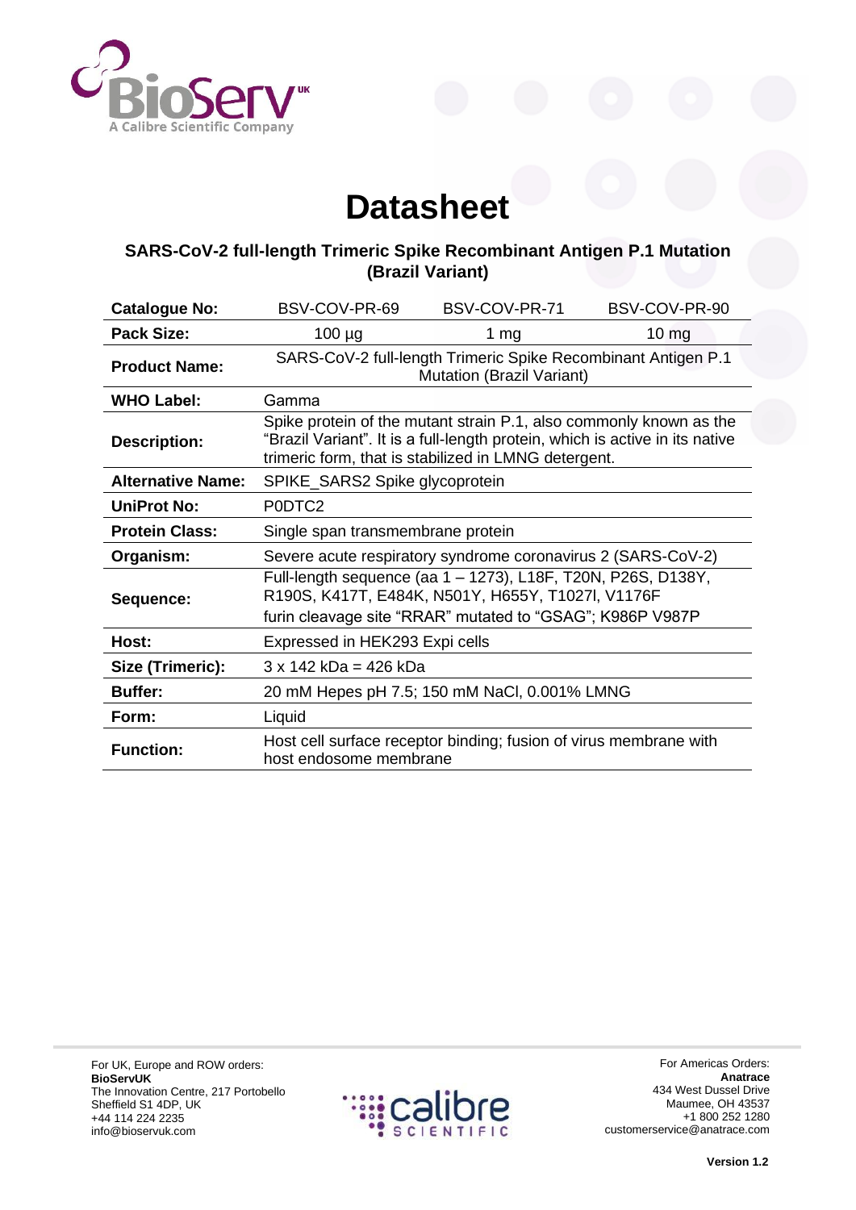# Datasheet

## SARS-CoV-2 full-length Trimeric Spike Recombinant Antigen P.1 Mutation (Brazil Variant)

| **Catalogue No:** | BSV-COV-PR-69 | BSV-COV-PR-71 | BSV-COV-PR-90 |
|---|---|---|---|
| **Pack Size:** | 100 µg | 1 mg | 10 mg |
| **Product Name:** | SARS-CoV-2 full-length Trimeric Spike Recombinant Antigen P.1 Mutation (Brazil Variant) | | |
| **WHO Label:** | Gamma | | |
| **Description:** | Spike protein of the mutant strain P.1, also commonly known as the "Brazil Variant". It is a full-length protein, which is active in its native trimeric form, that is stabilized in LMNG detergent. | | |
| **Alternative Name:** | SPIKE_SARS2 Spike glycoprotein | | |
| **UniProt No:** | P0DTC2 | | |
| **Protein Class:** | Single span transmembrane protein | | |
| **Organism:** | Severe acute respiratory syndrome coronavirus 2 (SARS-CoV-2) | | |
| **Sequence:** | Full-length sequence (aa 1 – 1273), L18F, T20N, P26S, D138Y, R190S, K417T, E484K, N501Y, H655Y, T1027I, V1176F furin cleavage site "RRAR" mutated to "GSAG"; K986P V987P | | |
| **Host:** | Expressed in HEK293 Expi cells | | |
| **Size (Trimeric):** | 3 x 142 kDa = 426 kDa | | |
| **Buffer:** | 20 mM Hepes pH 7.5; 150 mM NaCl, 0.001% LMNG | | |
| **Form:** | Liquid | | |
| **Function:** | Host cell surface receptor binding; fusion of virus membrane with host endosome membrane | | |

For UK, Europe and ROW orders:
**BioServUK**
The Innovation Centre, 217 Portobello
Sheffield S1 4DP, UK
+44 114 224 2235
info@bioservuk.com

For Americas Orders:
**Anatrace**
434 West Dussel Drive
Maumee, OH 43537
+1 800 252 1280
customerservice@anatrace.com

**Version 1.2**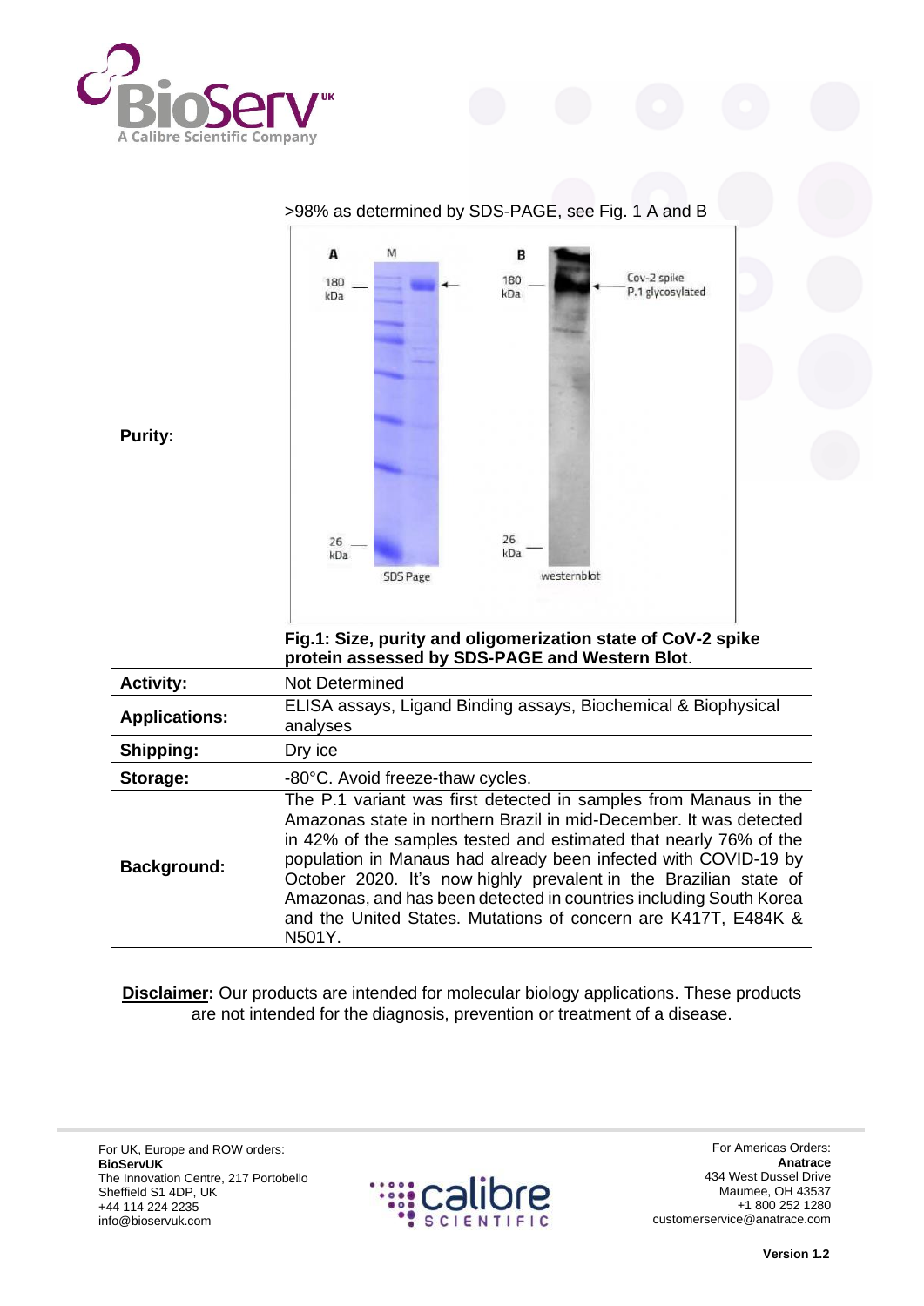| | |
|---|---|
| **Purity:** | >98% as determined by SDS-PAGE, see Fig. 1 A and B |

A
M
180 kDa
26 kDa
SDS Page
B
180 kDa
Cov-2 spike P.1 glycosylated
26 kDa
westernblot

**Fig.1: Size, purity and oligomerization state of CoV-2 spike protein assessed by SDS-PAGE and Western Blot**.

| | |
|---|---|
| **Activity:** | Not Determined |
| **Applications:** | ELISA assays, Ligand Binding assays, Biochemical & Biophysical analyses |
| **Shipping:** | Dry ice |
| **Storage:** | -80°C. Avoid freeze-thaw cycles. |
| **Background:** | The P.1 variant was first detected in samples from Manaus in the Amazonas state in northern Brazil in mid-December. It was detected in 42% of the samples tested and estimated that nearly 76% of the population in Manaus had already been infected with COVID-19 by October 2020. It's now highly prevalent in the Brazilian state of Amazonas, and has been detected in countries including South Korea and the United States. Mutations of concern are K417T, E484K & N501Y. |

**Disclaimer:** Our products are intended for molecular biology applications. These products are not intended for the diagnosis, prevention or treatment of a disease.

For UK, Europe and ROW orders:
**BioServUK**
The Innovation Centre, 217 Portobello
Sheffield S1 4DP, UK
+44 114 224 2235
info@bioservuk.com

For Americas Orders:
**Anatrace**
434 West Dussel Drive
Maumee, OH 43537
+1 800 252 1280
customerservice@anatrace.com

**Version 1.2**